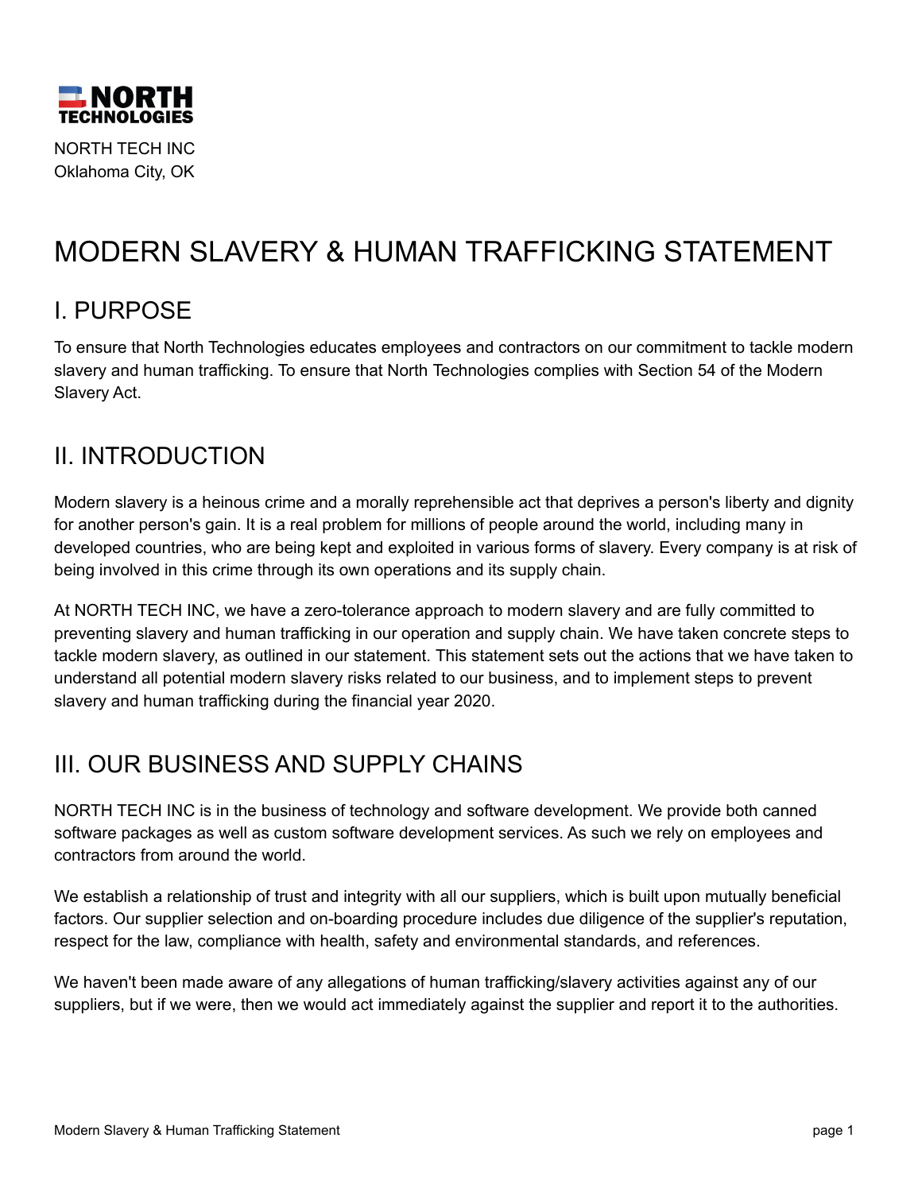NORTH TECHNOLOGIES

NORTH TECH INC
Oklahoma City, OK

# MODERN SLAVERY & HUMAN TRAFFICKING STATEMENT

## I. PURPOSE

To ensure that North Technologies educates employees and contractors on our commitment to tackle modern slavery and human trafficking. To ensure that North Technologies complies with Section 54 of the Modern Slavery Act.

## II. INTRODUCTION

Modern slavery is a heinous crime and a morally reprehensible act that deprives a person's liberty and dignity for another person's gain. It is a real problem for millions of people around the world, including many in developed countries, who are being kept and exploited in various forms of slavery. Every company is at risk of being involved in this crime through its own operations and its supply chain.

At NORTH TECH INC, we have a zero-tolerance approach to modern slavery and are fully committed to preventing slavery and human trafficking in our operation and supply chain. We have taken concrete steps to tackle modern slavery, as outlined in our statement. This statement sets out the actions that we have taken to understand all potential modern slavery risks related to our business, and to implement steps to prevent slavery and human trafficking during the financial year 2020.

## III. OUR BUSINESS AND SUPPLY CHAINS

NORTH TECH INC is in the business of technology and software development. We provide both canned software packages as well as custom software development services. As such we rely on employees and contractors from around the world.

We establish a relationship of trust and integrity with all our suppliers, which is built upon mutually beneficial factors. Our supplier selection and on-boarding procedure includes due diligence of the supplier's reputation, respect for the law, compliance with health, safety and environmental standards, and references.

We haven't been made aware of any allegations of human trafficking/slavery activities against any of our suppliers, but if we were, then we would act immediately against the supplier and report it to the authorities.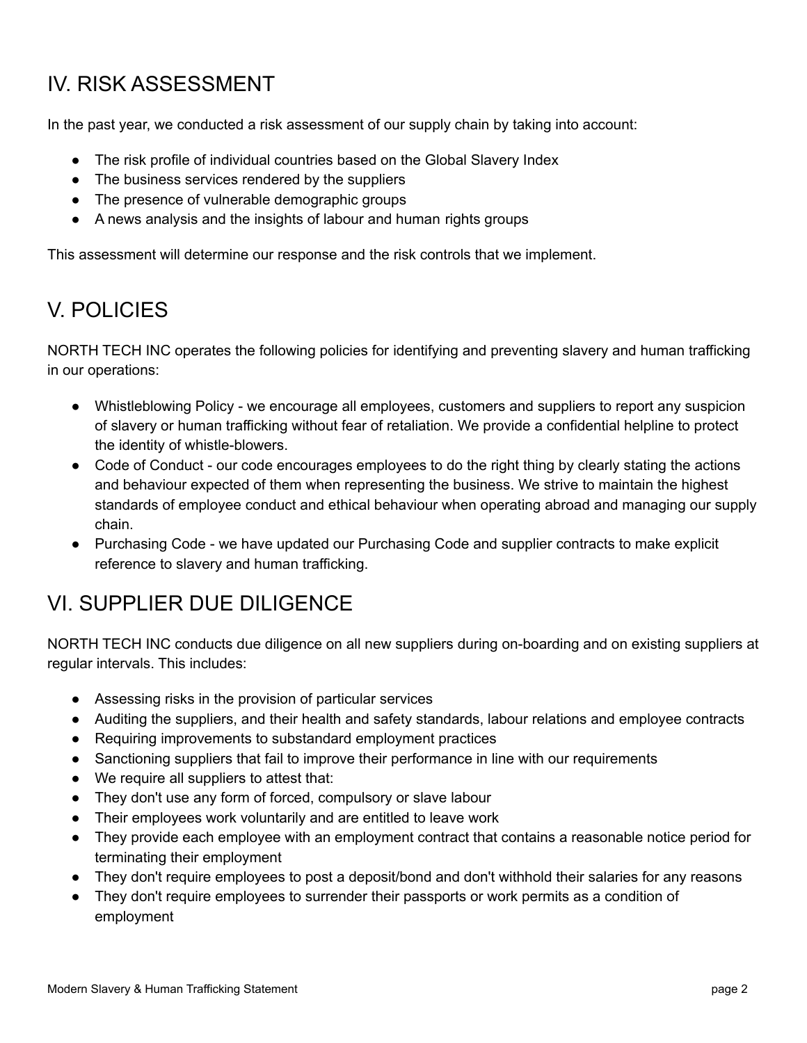## IV. RISK ASSESSMENT

In the past year, we conducted a risk assessment of our supply chain by taking into account:

- The risk profile of individual countries based on the Global Slavery Index
- The business services rendered by the suppliers
- The presence of vulnerable demographic groups
- A news analysis and the insights of labour and human rights groups

This assessment will determine our response and the risk controls that we implement.

## V. POLICIES

NORTH TECH INC operates the following policies for identifying and preventing slavery and human trafficking in our operations:

- Whistleblowing Policy - we encourage all employees, customers and suppliers to report any suspicion of slavery or human trafficking without fear of retaliation. We provide a confidential helpline to protect the identity of whistle-blowers.
- Code of Conduct - our code encourages employees to do the right thing by clearly stating the actions and behaviour expected of them when representing the business. We strive to maintain the highest standards of employee conduct and ethical behaviour when operating abroad and managing our supply chain.
- Purchasing Code - we have updated our Purchasing Code and supplier contracts to make explicit reference to slavery and human trafficking.

## VI. SUPPLIER DUE DILIGENCE

NORTH TECH INC conducts due diligence on all new suppliers during on-boarding and on existing suppliers at regular intervals. This includes:

- Assessing risks in the provision of particular services
- Auditing the suppliers, and their health and safety standards, labour relations and employee contracts
- Requiring improvements to substandard employment practices
- Sanctioning suppliers that fail to improve their performance in line with our requirements
- We require all suppliers to attest that:
- They don't use any form of forced, compulsory or slave labour
- Their employees work voluntarily and are entitled to leave work
- They provide each employee with an employment contract that contains a reasonable notice period for terminating their employment
- They don't require employees to post a deposit/bond and don't withhold their salaries for any reasons
- They don't require employees to surrender their passports or work permits as a condition of employment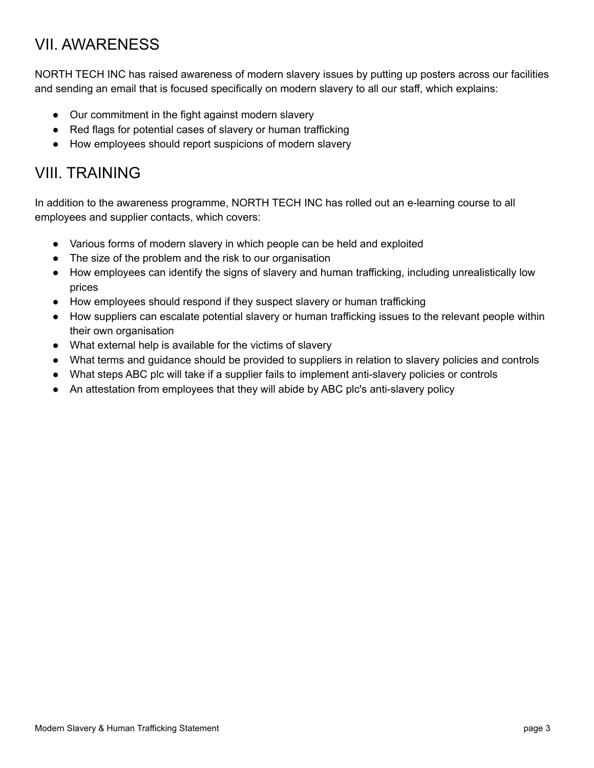## VII. AWARENESS

NORTH TECH INC has raised awareness of modern slavery issues by putting up posters across our facilities and sending an email that is focused specifically on modern slavery to all our staff, which explains:

- Our commitment in the fight against modern slavery
- Red flags for potential cases of slavery or human trafficking
- How employees should report suspicions of modern slavery

## VIII. TRAINING

In addition to the awareness programme, NORTH TECH INC has rolled out an e-learning course to all employees and supplier contacts, which covers:

- Various forms of modern slavery in which people can be held and exploited
- The size of the problem and the risk to our organisation
- How employees can identify the signs of slavery and human trafficking, including unrealistically low prices
- How employees should respond if they suspect slavery or human trafficking
- How suppliers can escalate potential slavery or human trafficking issues to the relevant people within their own organisation
- What external help is available for the victims of slavery
- What terms and guidance should be provided to suppliers in relation to slavery policies and controls
- What steps ABC plc will take if a supplier fails to implement anti-slavery policies or controls
- An attestation from employees that they will abide by ABC plc's anti-slavery policy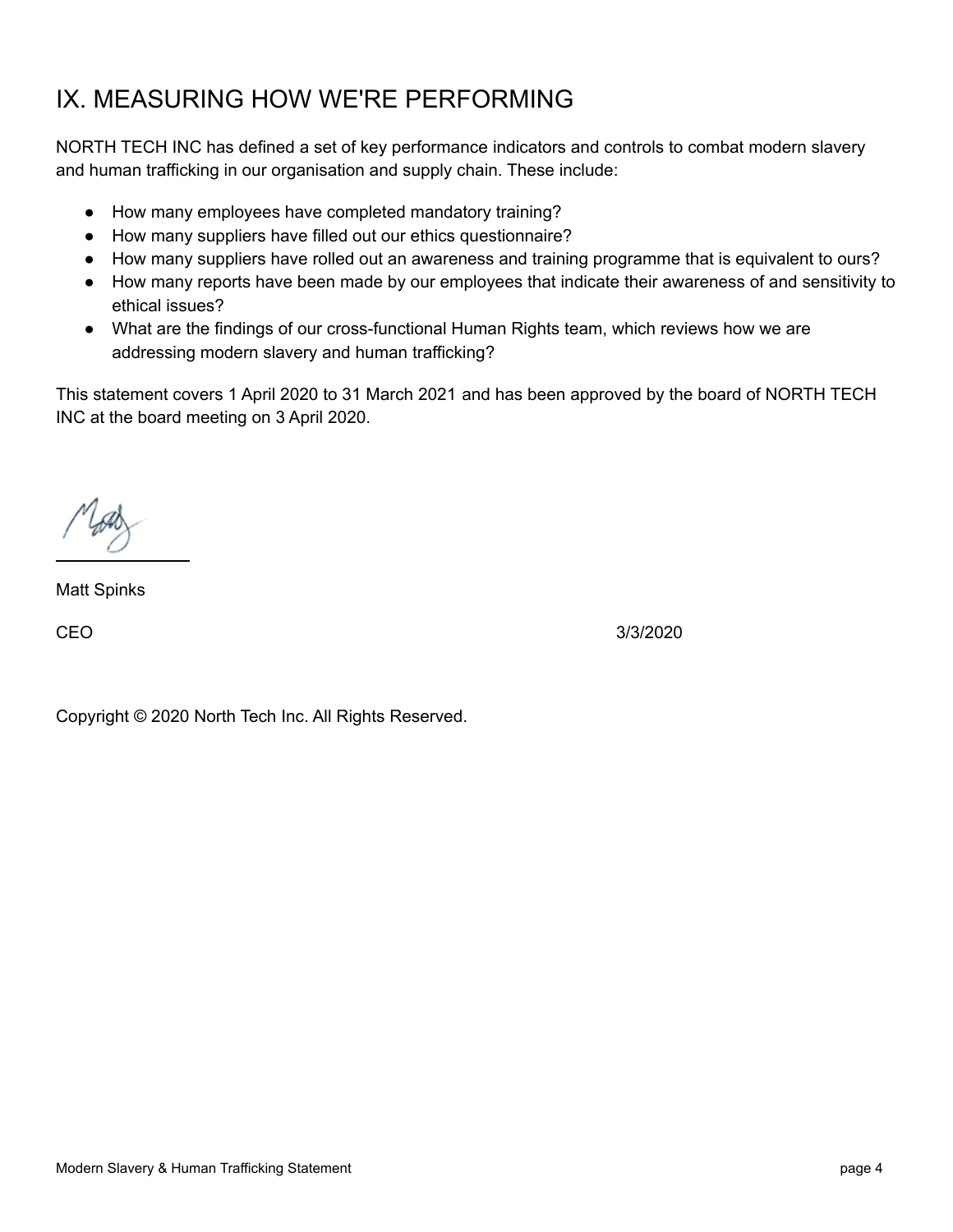# IX. MEASURING HOW WE'RE PERFORMING

NORTH TECH INC has defined a set of key performance indicators and controls to combat modern slavery and human trafficking in our organisation and supply chain. These include:

- How many employees have completed mandatory training?
- How many suppliers have filled out our ethics questionnaire?
- How many suppliers have rolled out an awareness and training programme that is equivalent to ours?
- How many reports have been made by our employees that indicate their awareness of and sensitivity to ethical issues?
- What are the findings of our cross-functional Human Rights team, which reviews how we are addressing modern slavery and human trafficking?

This statement covers 1 April 2020 to 31 March 2021 and has been approved by the board of NORTH TECH INC at the board meeting on 3 April 2020.

Matt Spinks

CEO 3/3/2020

Copyright © 2020 North Tech Inc. All Rights Reserved.